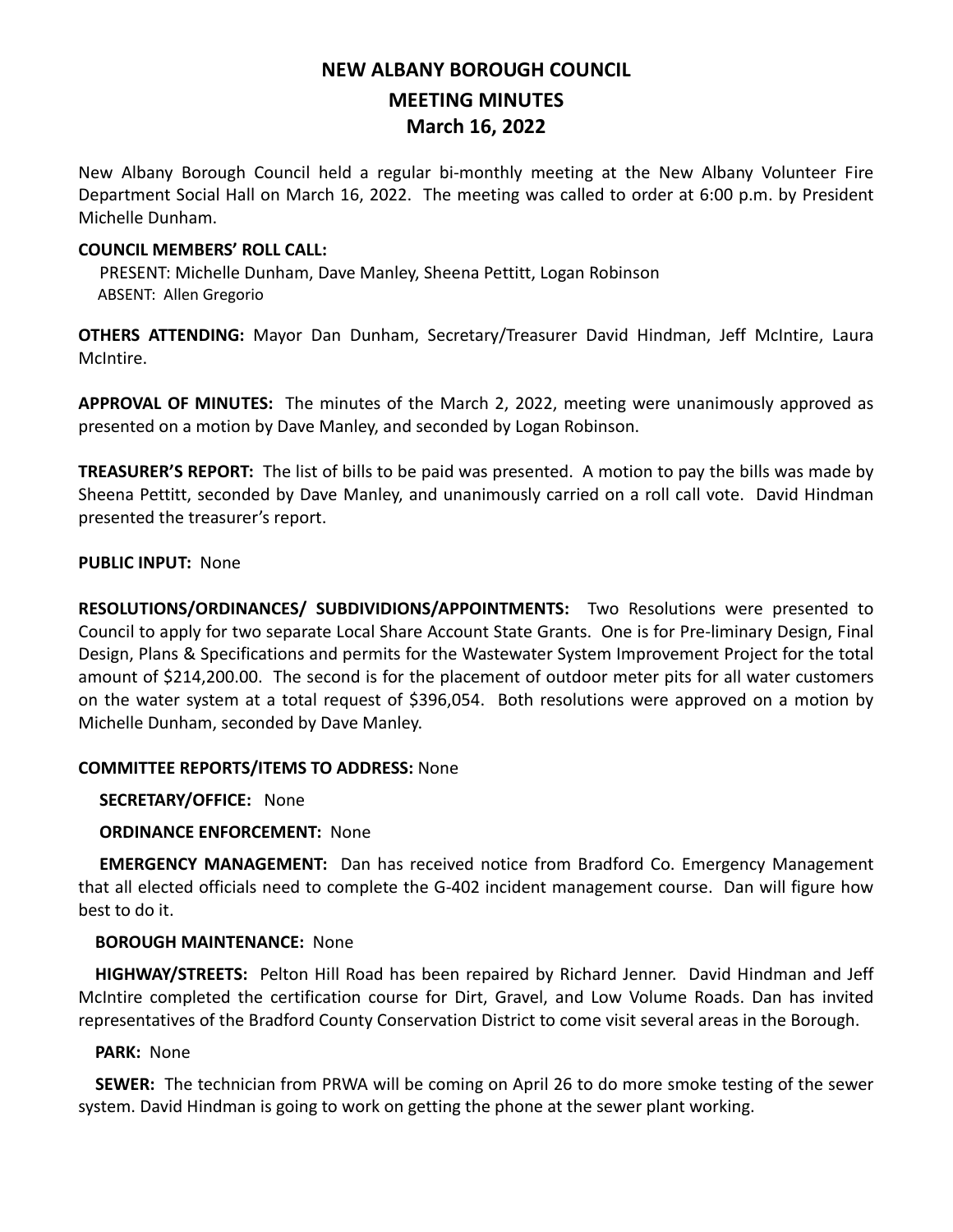# NEW ALBANY BOROUGH COUNCIL
# MEETING MINUTES
# March 16, 2022

New Albany Borough Council held a regular bi-monthly meeting at the New Albany Volunteer Fire Department Social Hall on March 16, 2022. The meeting was called to order at 6:00 p.m. by President Michelle Dunham.

**COUNCIL MEMBERS' ROLL CALL:**

PRESENT: Michelle Dunham, Dave Manley, Sheena Pettitt, Logan Robinson
ABSENT: Allen Gregorio

**OTHERS ATTENDING:** Mayor Dan Dunham, Secretary/Treasurer David Hindman, Jeff McIntire, Laura McIntire.

**APPROVAL OF MINUTES:** The minutes of the March 2, 2022, meeting were unanimously approved as presented on a motion by Dave Manley, and seconded by Logan Robinson.

**TREASURER'S REPORT:** The list of bills to be paid was presented. A motion to pay the bills was made by Sheena Pettitt, seconded by Dave Manley, and unanimously carried on a roll call vote. David Hindman presented the treasurer's report.

**PUBLIC INPUT:** None

**RESOLUTIONS/ORDINANCES/ SUBDIVIDIONS/APPOINTMENTS:** Two Resolutions were presented to Council to apply for two separate Local Share Account State Grants. One is for Pre-liminary Design, Final Design, Plans & Specifications and permits for the Wastewater System Improvement Project for the total amount of $214,200.00. The second is for the placement of outdoor meter pits for all water customers on the water system at a total request of $396,054. Both resolutions were approved on a motion by Michelle Dunham, seconded by Dave Manley.

**COMMITTEE REPORTS/ITEMS TO ADDRESS:** None

**SECRETARY/OFFICE:** None

**ORDINANCE ENFORCEMENT:** None

**EMERGENCY MANAGEMENT:** Dan has received notice from Bradford Co. Emergency Management that all elected officials need to complete the G-402 incident management course. Dan will figure how best to do it.

**BOROUGH MAINTENANCE:** None

**HIGHWAY/STREETS:** Pelton Hill Road has been repaired by Richard Jenner. David Hindman and Jeff McIntire completed the certification course for Dirt, Gravel, and Low Volume Roads. Dan has invited representatives of the Bradford County Conservation District to come visit several areas in the Borough.

**PARK:** None

**SEWER:** The technician from PRWA will be coming on April 26 to do more smoke testing of the sewer system. David Hindman is going to work on getting the phone at the sewer plant working.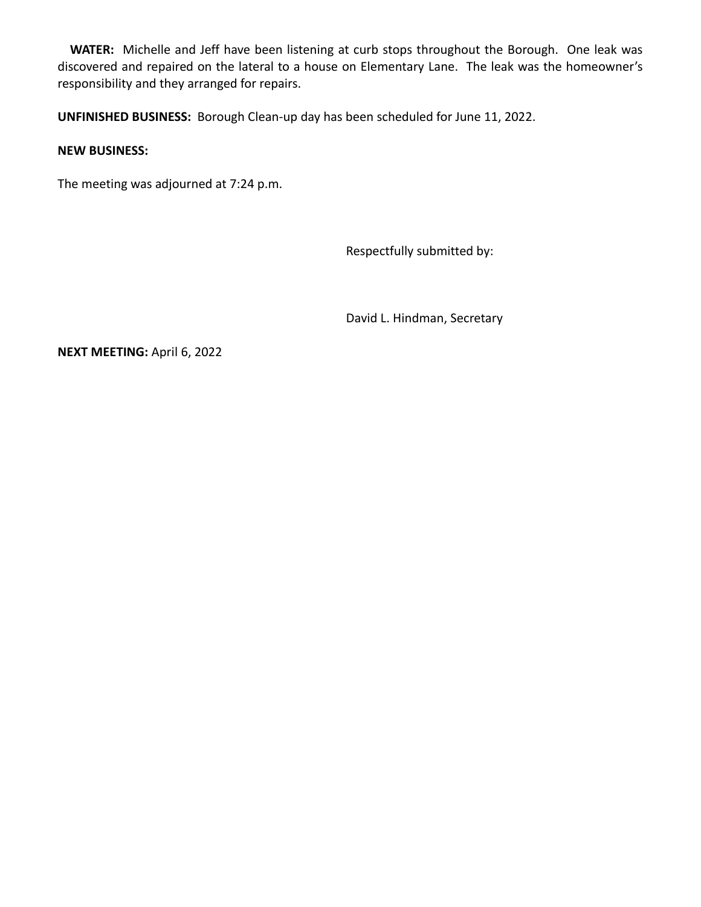**WATER:** Michelle and Jeff have been listening at curb stops throughout the Borough. One leak was discovered and repaired on the lateral to a house on Elementary Lane. The leak was the homeowner's responsibility and they arranged for repairs.

**UNFINISHED BUSINESS:** Borough Clean-up day has been scheduled for June 11, 2022.

**NEW BUSINESS:**

The meeting was adjourned at 7:24 p.m.

Respectfully submitted by:

David L. Hindman, Secretary

**NEXT MEETING:** April 6, 2022